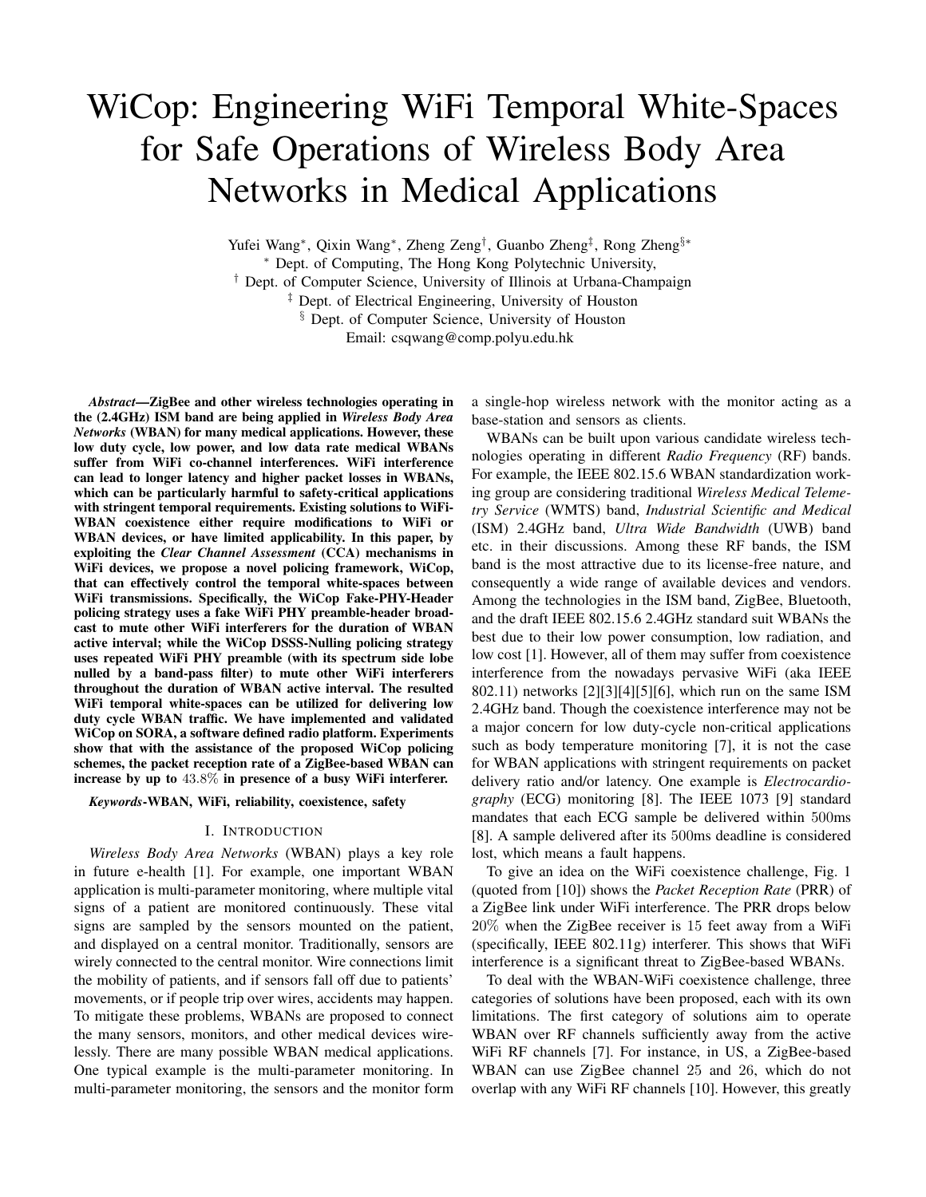# WiCop: Engineering WiFi Temporal White-Spaces for Safe Operations of Wireless Body Area Networks in Medical Applications

Yufei Wang*, Qixin Wang*, Zheng Zeng†, Guanbo Zheng‡, Rong Zheng§*

* Dept. of Computing, The Hong Kong Polytechnic University,
† Dept. of Computer Science, University of Illinois at Urbana-Champaign
‡ Dept. of Electrical Engineering, University of Houston
§ Dept. of Computer Science, University of Houston
Email: csqwang@comp.polyu.edu.hk

***Abstract*—ZigBee and other wireless technologies operating in the (2.4GHz) ISM band are being applied in *Wireless Body Area Networks* (WBAN) for many medical applications. However, these low duty cycle, low power, and low data rate medical WBANs suffer from WiFi co-channel interferences. WiFi interference can lead to longer latency and higher packet losses in WBANs, which can be particularly harmful to safety-critical applications with stringent temporal requirements. Existing solutions to WiFi-WBAN coexistence either require modifications to WiFi or WBAN devices, or have limited applicability. In this paper, by exploiting the *Clear Channel Assessment* (CCA) mechanisms in WiFi devices, we propose a novel policing framework, WiCop, that can effectively control the temporal white-spaces between WiFi transmissions. Specifically, the WiCop Fake-PHY-Header policing strategy uses a fake WiFi PHY preamble-header broadcast to mute other WiFi interferers for the duration of WBAN active interval; while the WiCop DSSS-Nulling policing strategy uses repeated WiFi PHY preamble (with its spectrum side lobe nulled by a band-pass filter) to mute other WiFi interferers throughout the duration of WBAN active interval. The resulted WiFi temporal white-spaces can be utilized for delivering low duty cycle WBAN traffic. We have implemented and validated WiCop on SORA, a software defined radio platform. Experiments show that with the assistance of the proposed WiCop policing schemes, the packet reception rate of a ZigBee-based WBAN can increase by up to $43.8\%$ in presence of a busy WiFi interferer.**

***Keywords*-WBAN, WiFi, reliability, coexistence, safety**

## I. Introduction

*Wireless Body Area Networks* (WBAN) plays a key role in future e-health [1]. For example, one important WBAN application is multi-parameter monitoring, where multiple vital signs of a patient are monitored continuously. These vital signs are sampled by the sensors mounted on the patient, and displayed on a central monitor. Traditionally, sensors are wirely connected to the central monitor. Wire connections limit the mobility of patients, and if sensors fall off due to patients' movements, or if people trip over wires, accidents may happen. To mitigate these problems, WBANs are proposed to connect the many sensors, monitors, and other medical devices wirelessly. There are many possible WBAN medical applications. One typical example is the multi-parameter monitoring. In multi-parameter monitoring, the sensors and the monitor form a single-hop wireless network with the monitor acting as a base-station and sensors as clients.

WBANs can be built upon various candidate wireless technologies operating in different *Radio Frequency* (RF) bands. For example, the IEEE 802.15.6 WBAN standardization working group are considering traditional *Wireless Medical Telemetry Service* (WMTS) band, *Industrial Scientific and Medical* (ISM) 2.4GHz band, *Ultra Wide Bandwidth* (UWB) band etc. in their discussions. Among these RF bands, the ISM band is the most attractive due to its license-free nature, and consequently a wide range of available devices and vendors. Among the technologies in the ISM band, ZigBee, Bluetooth, and the draft IEEE 802.15.6 2.4GHz standard suit WBANs the best due to their low power consumption, low radiation, and low cost [1]. However, all of them may suffer from coexistence interference from the nowadays pervasive WiFi (aka IEEE 802.11) networks [2][3][4][5][6], which run on the same ISM 2.4GHz band. Though the coexistence interference may not be a major concern for low duty-cycle non-critical applications such as body temperature monitoring [7], it is not the case for WBAN applications with stringent requirements on packet delivery ratio and/or latency. One example is *Electrocardiography* (ECG) monitoring [8]. The IEEE 1073 [9] standard mandates that each ECG sample be delivered within $500$ms [8]. A sample delivered after its $500$ms deadline is considered lost, which means a fault happens.

To give an idea on the WiFi coexistence challenge, Fig. 1 (quoted from [10]) shows the *Packet Reception Rate* (PRR) of a ZigBee link under WiFi interference. The PRR drops below $20\%$ when the ZigBee receiver is $15$ feet away from a WiFi (specifically, IEEE 802.11g) interferer. This shows that WiFi interference is a significant threat to ZigBee-based WBANs.

To deal with the WBAN-WiFi coexistence challenge, three categories of solutions have been proposed, each with its own limitations. The first category of solutions aim to operate WBAN over RF channels sufficiently away from the active WiFi RF channels [7]. For instance, in US, a ZigBee-based WBAN can use ZigBee channel $25$ and $26$, which do not overlap with any WiFi RF channels [10]. However, this greatly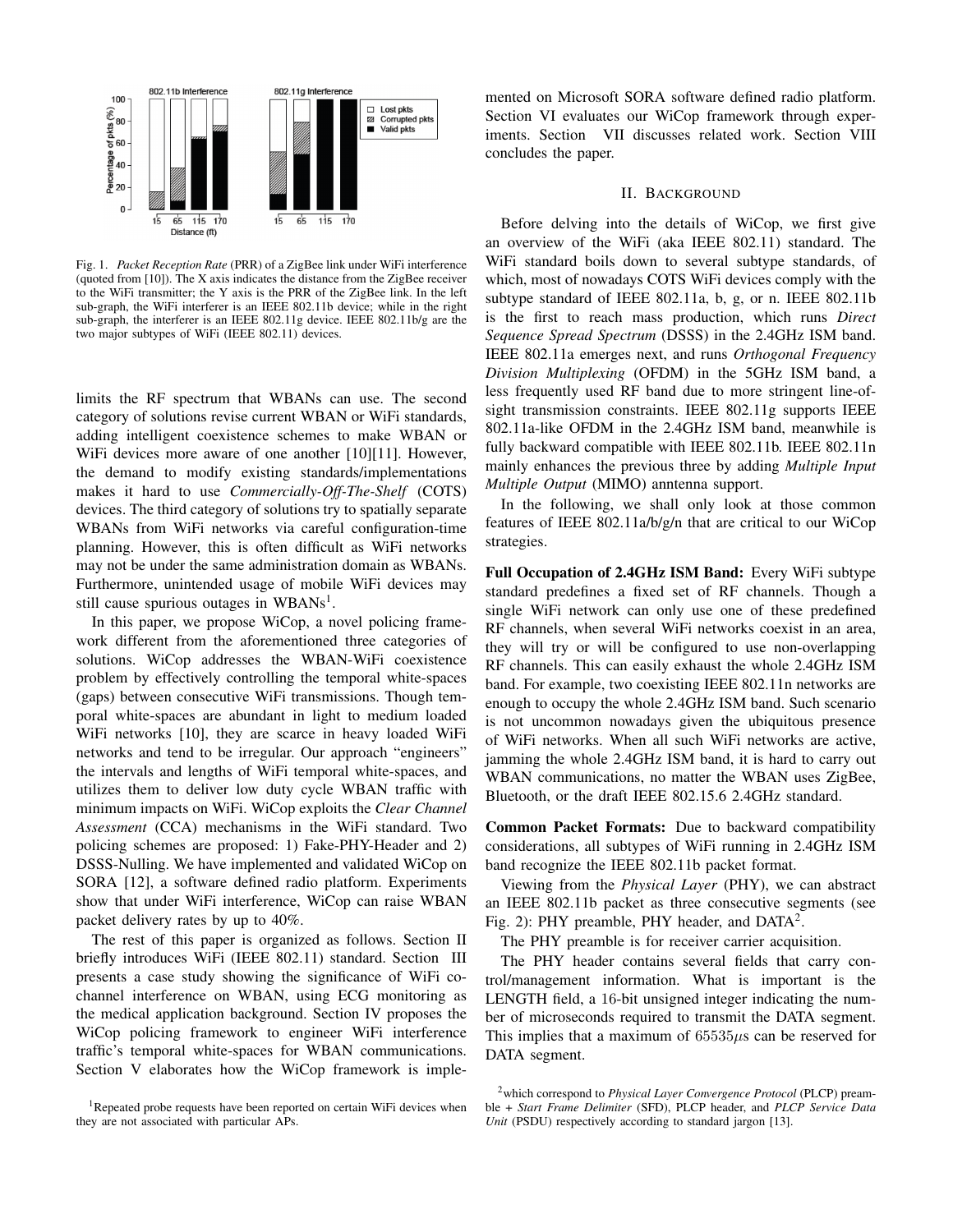Fig. 1. *Packet Reception Rate* (PRR) of a ZigBee link under WiFi interference (quoted from [10]). The X axis indicates the distance from the ZigBee receiver to the WiFi transmitter; the Y axis is the PRR of the ZigBee link. In the left sub-graph, the WiFi interferer is an IEEE 802.11b device; while in the right sub-graph, the interferer is an IEEE 802.11g device. IEEE 802.11b/g are the two major subtypes of WiFi (IEEE 802.11) devices.

limits the RF spectrum that WBANs can use. The second category of solutions revise current WBAN or WiFi standards, adding intelligent coexistence schemes to make WBAN or WiFi devices more aware of one another [10][11]. However, the demand to modify existing standards/implementations makes it hard to use *Commercially-Off-The-Shelf* (COTS) devices. The third category of solutions try to spatially separate WBANs from WiFi networks via careful configuration-time planning. However, this is often difficult as WiFi networks may not be under the same administration domain as WBANs. Furthermore, unintended usage of mobile WiFi devices may still cause spurious outages in WBANs[1].

In this paper, we propose WiCop, a novel policing framework different from the aforementioned three categories of solutions. WiCop addresses the WBAN-WiFi coexistence problem by effectively controlling the temporal white-spaces (gaps) between consecutive WiFi transmissions. Though temporal white-spaces are abundant in light to medium loaded WiFi networks [10], they are scarce in heavy loaded WiFi networks and tend to be irregular. Our approach "engineers" the intervals and lengths of WiFi temporal white-spaces, and utilizes them to deliver low duty cycle WBAN traffic with minimum impacts on WiFi. WiCop exploits the *Clear Channel Assessment* (CCA) mechanisms in the WiFi standard. Two policing schemes are proposed: 1) Fake-PHY-Header and 2) DSSS-Nulling. We have implemented and validated WiCop on SORA [12], a software defined radio platform. Experiments show that under WiFi interference, WiCop can raise WBAN packet delivery rates by up to 40%.

The rest of this paper is organized as follows. Section II briefly introduces WiFi (IEEE 802.11) standard. Section III presents a case study showing the significance of WiFi co-channel interference on WBAN, using ECG monitoring as the medical application background. Section IV proposes the WiCop policing framework to engineer WiFi interference traffic's temporal white-spaces for WBAN communications. Section V elaborates how the WiCop framework is implemented on Microsoft SORA software defined radio platform. Section VI evaluates our WiCop framework through experiments. Section VII discusses related work. Section VIII concludes the paper.

[1]Repeated probe requests have been reported on certain WiFi devices when they are not associated with particular APs.

## II. Background

Before delving into the details of WiCop, we first give an overview of the WiFi (aka IEEE 802.11) standard. The WiFi standard boils down to several subtype standards, of which, most of nowadays COTS WiFi devices comply with the subtype standard of IEEE 802.11a, b, g, or n. IEEE 802.11b is the first to reach mass production, which runs *Direct Sequence Spread Spectrum* (DSSS) in the 2.4GHz ISM band. IEEE 802.11a emerges next, and runs *Orthogonal Frequency Division Multiplexing* (OFDM) in the 5GHz ISM band, a less frequently used RF band due to more stringent line-of-sight transmission constraints. IEEE 802.11g supports IEEE 802.11a-like OFDM in the 2.4GHz ISM band, meanwhile is fully backward compatible with IEEE 802.11b. IEEE 802.11n mainly enhances the previous three by adding *Multiple Input Multiple Output* (MIMO) anntenna support.

In the following, we shall only look at those common features of IEEE 802.11a/b/g/n that are critical to our WiCop strategies.

**Full Occupation of 2.4GHz ISM Band:** Every WiFi subtype standard predefines a fixed set of RF channels. Though a single WiFi network can only use one of these predefined RF channels, when several WiFi networks coexist in an area, they will try or will be configured to use non-overlapping RF channels. This can easily exhaust the whole 2.4GHz ISM band. For example, two coexisting IEEE 802.11n networks are enough to occupy the whole 2.4GHz ISM band. Such scenario is not uncommon nowadays given the ubiquitous presence of WiFi networks. When all such WiFi networks are active, jamming the whole 2.4GHz ISM band, it is hard to carry out WBAN communications, no matter the WBAN uses ZigBee, Bluetooth, or the draft IEEE 802.15.6 2.4GHz standard.

**Common Packet Formats:** Due to backward compatibility considerations, all subtypes of WiFi running in 2.4GHz ISM band recognize the IEEE 802.11b packet format.

Viewing from the *Physical Layer* (PHY), we can abstract an IEEE 802.11b packet as three consecutive segments (see Fig. 2): PHY preamble, PHY header, and DATA[2].

The PHY preamble is for receiver carrier acquisition.

The PHY header contains several fields that carry control/management information. What is important is the LENGTH field, a 16-bit unsigned integer indicating the number of microseconds required to transmit the DATA segment. This implies that a maximum of $65535\mu s$ can be reserved for DATA segment.

[2]which correspond to *Physical Layer Convergence Protocol* (PLCP) preamble + *Start Frame Delimiter* (SFD), PLCP header, and *PLCP Service Data Unit* (PSDU) respectively according to standard jargon [13].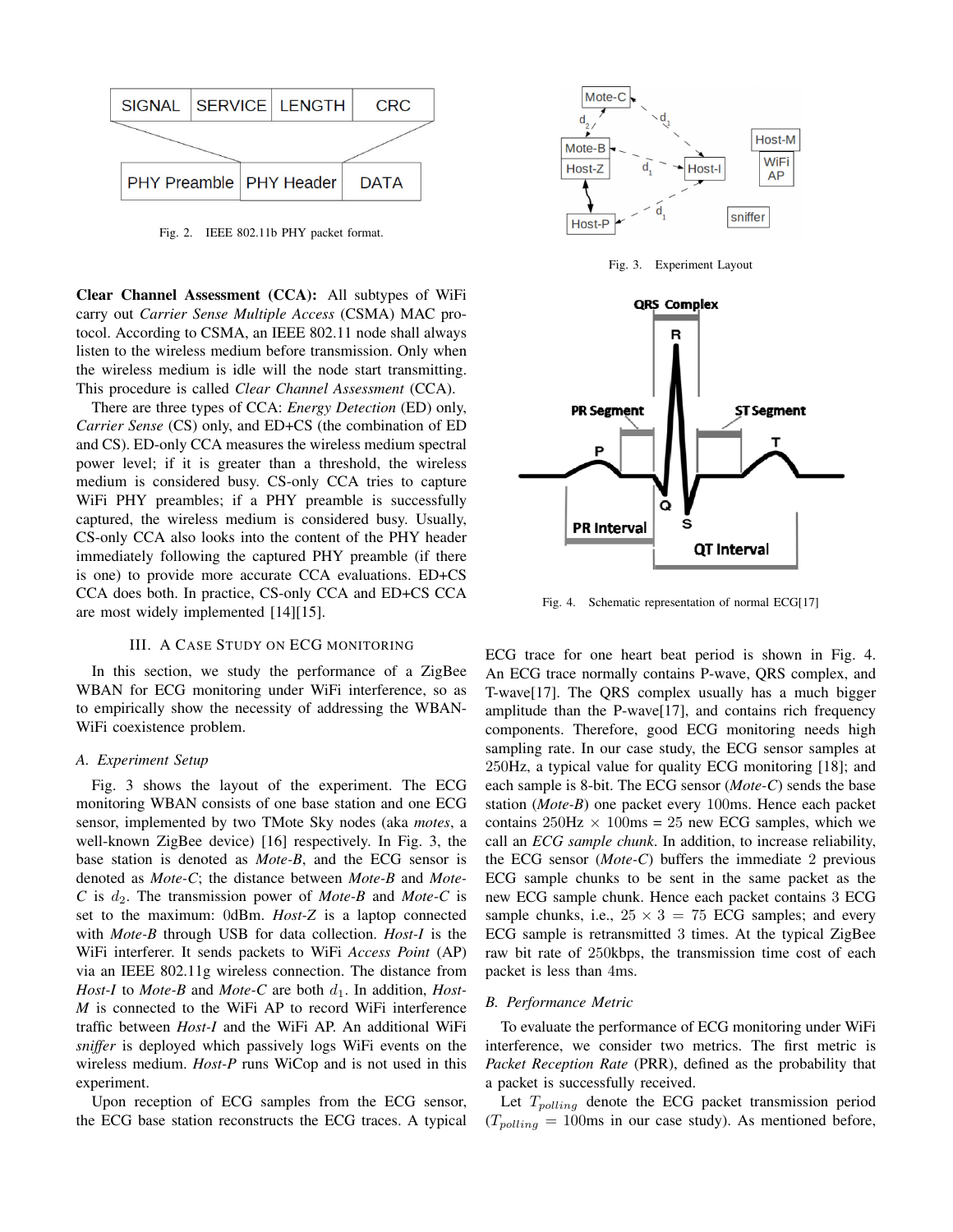Fig. 2. IEEE 802.11b PHY packet format.

**Clear Channel Assessment (CCA):** All subtypes of WiFi carry out *Carrier Sense Multiple Access* (CSMA) MAC protocol. According to CSMA, an IEEE 802.11 node shall always listen to the wireless medium before transmission. Only when the wireless medium is idle will the node start transmitting. This procedure is called *Clear Channel Assessment* (CCA).

There are three types of CCA: *Energy Detection* (ED) only, *Carrier Sense* (CS) only, and ED+CS (the combination of ED and CS). ED-only CCA measures the wireless medium spectral power level; if it is greater than a threshold, the wireless medium is considered busy. CS-only CCA tries to capture WiFi PHY preambles; if a PHY preamble is successfully captured, the wireless medium is considered busy. Usually, CS-only CCA also looks into the content of the PHY header immediately following the captured PHY preamble (if there is one) to provide more accurate CCA evaluations. ED+CS CCA does both. In practice, CS-only CCA and ED+CS CCA are most widely implemented [14][15].

## III. A Case Study on ECG Monitoring

In this section, we study the performance of a ZigBee WBAN for ECG monitoring under WiFi interference, so as to empirically show the necessity of addressing the WBAN-WiFi coexistence problem.

### A. Experiment Setup

Fig. 3 shows the layout of the experiment. The ECG monitoring WBAN consists of one base station and one ECG sensor, implemented by two TMote Sky nodes (aka *motes*, a well-known ZigBee device) [16] respectively. In Fig. 3, the base station is denoted as *Mote-B*, and the ECG sensor is denoted as *Mote-C*; the distance between *Mote-B* and *Mote-C* is $d_2$. The transmission power of *Mote-B* and *Mote-C* is set to the maximum: 0dBm. *Host-Z* is a laptop connected with *Mote-B* through USB for data collection. *Host-I* is the WiFi interferer. It sends packets to WiFi *Access Point* (AP) via an IEEE 802.11g wireless connection. The distance from *Host-I* to *Mote-B* and *Mote-C* are both $d_1$. In addition, *Host-M* is connected to the WiFi AP to record WiFi interference traffic between *Host-I* and the WiFi AP. An additional WiFi *sniffer* is deployed which passively logs WiFi events on the wireless medium. *Host-P* runs WiCop and is not used in this experiment.

Upon reception of ECG samples from the ECG sensor, the ECG base station reconstructs the ECG traces. A typical ECG trace for one heart beat period is shown in Fig. 4. An ECG trace normally contains P-wave, QRS complex, and T-wave[17]. The QRS complex usually has a much bigger amplitude than the P-wave[17], and contains rich frequency components. Therefore, good ECG monitoring needs high sampling rate. In our case study, the ECG sensor samples at 250Hz, a typical value for quality ECG monitoring [18]; and each sample is 8-bit. The ECG sensor (*Mote-C*) sends the base station (*Mote-B*) one packet every 100ms. Hence each packet contains 250Hz × 100ms = 25 new ECG samples, which we call an *ECG sample chunk*. In addition, to increase reliability, the ECG sensor (*Mote-C*) buffers the immediate 2 previous ECG sample chunks to be sent in the same packet as the new ECG sample chunk. Hence each packet contains 3 ECG sample chunks, i.e., $25 \times 3 = 75$ ECG samples; and every ECG sample is retransmitted 3 times. At the typical ZigBee raw bit rate of 250kbps, the transmission time cost of each packet is less than 4ms.

Fig. 3. Experiment Layout

Fig. 4. Schematic representation of normal ECG[17]

### B. Performance Metric

To evaluate the performance of ECG monitoring under WiFi interference, we consider two metrics. The first metric is *Packet Reception Rate* (PRR), defined as the probability that a packet is successfully received.

Let $T_{polling}$ denote the ECG packet transmission period ($T_{polling} = 100$ms in our case study). As mentioned before,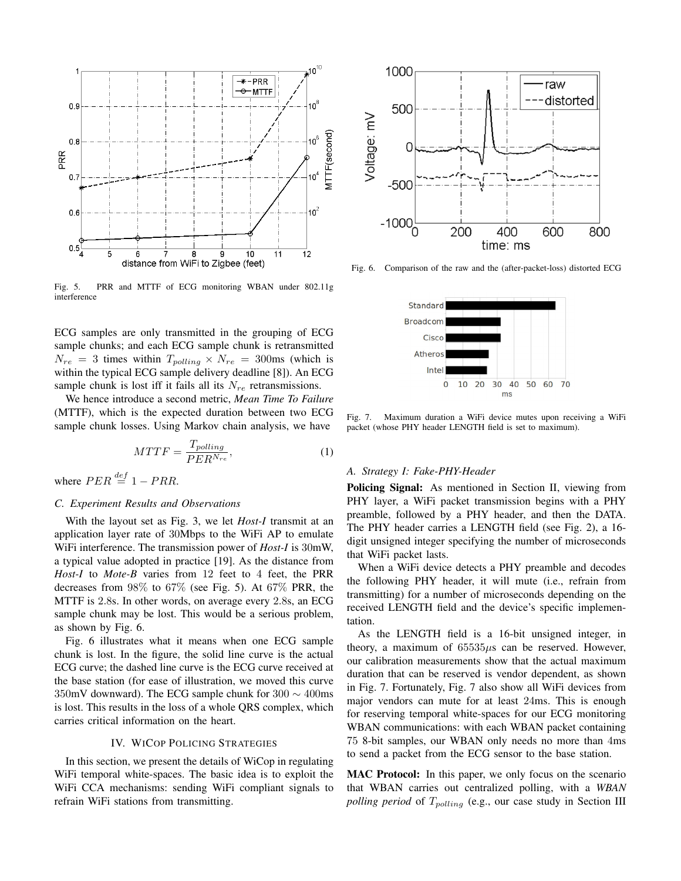Fig. 5. PRR and MTTF of ECG monitoring WBAN under 802.11g interference

Fig. 6. Comparison of the raw and the (after-packet-loss) distorted ECG

Fig. 7. Maximum duration a WiFi device mutes upon receiving a WiFi packet (whose PHY header LENGTH field is set to maximum).

ECG samples are only transmitted in the grouping of ECG sample chunks; and each ECG sample chunk is retransmitted $N_{re} = 3$ times within $T_{polling} \times N_{re} = 300$ms (which is within the typical ECG sample delivery deadline [8]). An ECG sample chunk is lost iff it fails all its $N_{re}$ retransmissions.

We hence introduce a second metric, *Mean Time To Failure* (MTTF), which is the expected duration between two ECG sample chunk losses. Using Markov chain analysis, we have

$$MTTF = \frac{T_{polling}}{PER^{N_{re}}}, \tag{1}$$

where $PER \stackrel{def}{=} 1 - PRR$.

### C. Experiment Results and Observations

With the layout set as Fig. 3, we let *Host-I* transmit at an application layer rate of 30Mbps to the WiFi AP to emulate WiFi interference. The transmission power of *Host-I* is 30mW, a typical value adopted in practice [19]. As the distance from *Host-I* to *Mote-B* varies from 12 feet to 4 feet, the PRR decreases from 98% to 67% (see Fig. 5). At 67% PRR, the MTTF is 2.8s. In other words, on average every 2.8s, an ECG sample chunk may be lost. This would be a serious problem, as shown by Fig. 6.

Fig. 6 illustrates what it means when one ECG sample chunk is lost. In the figure, the solid line curve is the actual ECG curve; the dashed line curve is the ECG curve received at the base station (for ease of illustration, we moved this curve 350mV downward). The ECG sample chunk for $300 \sim 400$ms is lost. This results in the loss of a whole QRS complex, which carries critical information on the heart.

## IV. WiCop Policing Strategies

In this section, we present the details of WiCop in regulating WiFi temporal white-spaces. The basic idea is to exploit the WiFi CCA mechanisms: sending WiFi compliant signals to refrain WiFi stations from transmitting.

### A. Strategy I: Fake-PHY-Header

**Policing Signal:** As mentioned in Section II, viewing from PHY layer, a WiFi packet transmission begins with a PHY preamble, followed by a PHY header, and then the DATA. The PHY header carries a LENGTH field (see Fig. 2), a 16-digit unsigned integer specifying the number of microseconds that WiFi packet lasts.

When a WiFi device detects a PHY preamble and decodes the following PHY header, it will mute (i.e., refrain from transmitting) for a number of microseconds depending on the received LENGTH field and the device's specific implementation.

As the LENGTH field is a 16-bit unsigned integer, in theory, a maximum of $65535\mu$s can be reserved. However, our calibration measurements show that the actual maximum duration that can be reserved is vendor dependent, as shown in Fig. 7. Fortunately, Fig. 7 also show all WiFi devices from major vendors can mute for at least 24ms. This is enough for reserving temporal white-spaces for our ECG monitoring WBAN communications: with each WBAN packet containing 75 8-bit samples, our WBAN only needs no more than 4ms to send a packet from the ECG sensor to the base station.

**MAC Protocol:** In this paper, we only focus on the scenario that WBAN carries out centralized polling, with a *WBAN polling period* of $T_{polling}$ (e.g., our case study in Section III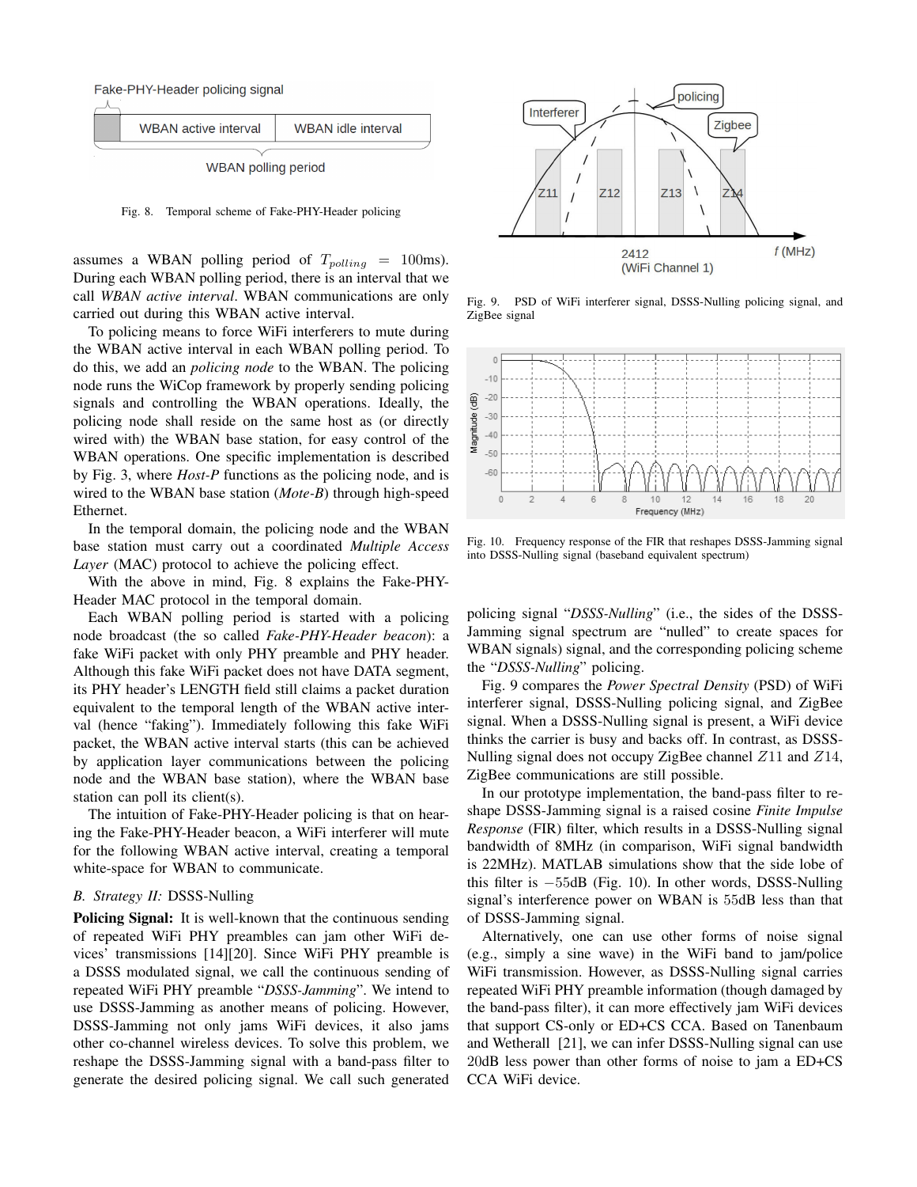Fake-PHY-Header policing signal

WBAN active interval | WBAN idle interval

WBAN polling period

Fig. 8. Temporal scheme of Fake-PHY-Header policing

assumes a WBAN polling period of $T_{polling} = 100$ms). During each WBAN polling period, there is an interval that we call *WBAN active interval*. WBAN communications are only carried out during this WBAN active interval.

To policing means to force WiFi interferers to mute during the WBAN active interval in each WBAN polling period. To do this, we add an *policing node* to the WBAN. The policing node runs the WiCop framework by properly sending policing signals and controlling the WBAN operations. Ideally, the policing node shall reside on the same host as (or directly wired with) the WBAN base station, for easy control of the WBAN operations. One specific implementation is described by Fig. 3, where *Host-P* functions as the policing node, and is wired to the WBAN base station (*Mote-B*) through high-speed Ethernet.

In the temporal domain, the policing node and the WBAN base station must carry out a coordinated *Multiple Access Layer* (MAC) protocol to achieve the policing effect.

With the above in mind, Fig. 8 explains the Fake-PHY-Header MAC protocol in the temporal domain.

Each WBAN polling period is started with a policing node broadcast (the so called *Fake-PHY-Header beacon*): a fake WiFi packet with only PHY preamble and PHY header. Although this fake WiFi packet does not have DATA segment, its PHY header's LENGTH field still claims a packet duration equivalent to the temporal length of the WBAN active interval (hence "faking"). Immediately following this fake WiFi packet, the WBAN active interval starts (this can be achieved by application layer communications between the policing node and the WBAN base station), where the WBAN base station can poll its client(s).

The intuition of Fake-PHY-Header policing is that on hearing the Fake-PHY-Header beacon, a WiFi interferer will mute for the following WBAN active interval, creating a temporal white-space for WBAN to communicate.

### B. Strategy II: DSSS-Nulling

**Policing Signal:** It is well-known that the continuous sending of repeated WiFi PHY preambles can jam other WiFi devices' transmissions [14][20]. Since WiFi PHY preamble is a DSSS modulated signal, we call the continuous sending of repeated WiFi PHY preamble "*DSSS-Jamming*". We intend to use DSSS-Jamming as another means of policing. However, DSSS-Jamming not only jams WiFi devices, it also jams other co-channel wireless devices. To solve this problem, we reshape the DSSS-Jamming signal with a band-pass filter to generate the desired policing signal. We call such generated policing signal "*DSSS-Nulling*" (i.e., the sides of the DSSS-Jamming signal spectrum are "nulled" to create spaces for WBAN signals) signal, and the corresponding policing scheme the "*DSSS-Nulling*" policing.

Interferer | policing | Zigbee | Z11 | Z12 | Z13 | Z14 | 2412 (WiFi Channel 1) | f (MHz)

Fig. 9. PSD of WiFi interferer signal, DSSS-Nulling policing signal, and ZigBee signal

Magnitude (dB) | Frequency (MHz)

Fig. 10. Frequency response of the FIR that reshapes DSSS-Jamming signal into DSSS-Nulling signal (baseband equivalent spectrum)

Fig. 9 compares the *Power Spectral Density* (PSD) of WiFi interferer signal, DSSS-Nulling policing signal, and ZigBee signal. When a DSSS-Nulling signal is present, a WiFi device thinks the carrier is busy and backs off. In contrast, as DSSS-Nulling signal does not occupy ZigBee channel $Z11$ and $Z14$, ZigBee communications are still possible.

In our prototype implementation, the band-pass filter to reshape DSSS-Jamming signal is a raised cosine *Finite Impulse Response* (FIR) filter, which results in a DSSS-Nulling signal bandwidth of 8MHz (in comparison, WiFi signal bandwidth is 22MHz). MATLAB simulations show that the side lobe of this filter is $-55$dB (Fig. 10). In other words, DSSS-Nulling signal's interference power on WBAN is 55dB less than that of DSSS-Jamming signal.

Alternatively, one can use other forms of noise signal (e.g., simply a sine wave) in the WiFi band to jam/police WiFi transmission. However, as DSSS-Nulling signal carries repeated WiFi PHY preamble information (though damaged by the band-pass filter), it can more effectively jam WiFi devices that support CS-only or ED+CS CCA. Based on Tanenbaum and Wetherall [21], we can infer DSSS-Nulling signal can use 20dB less power than other forms of noise to jam a ED+CS CCA WiFi device.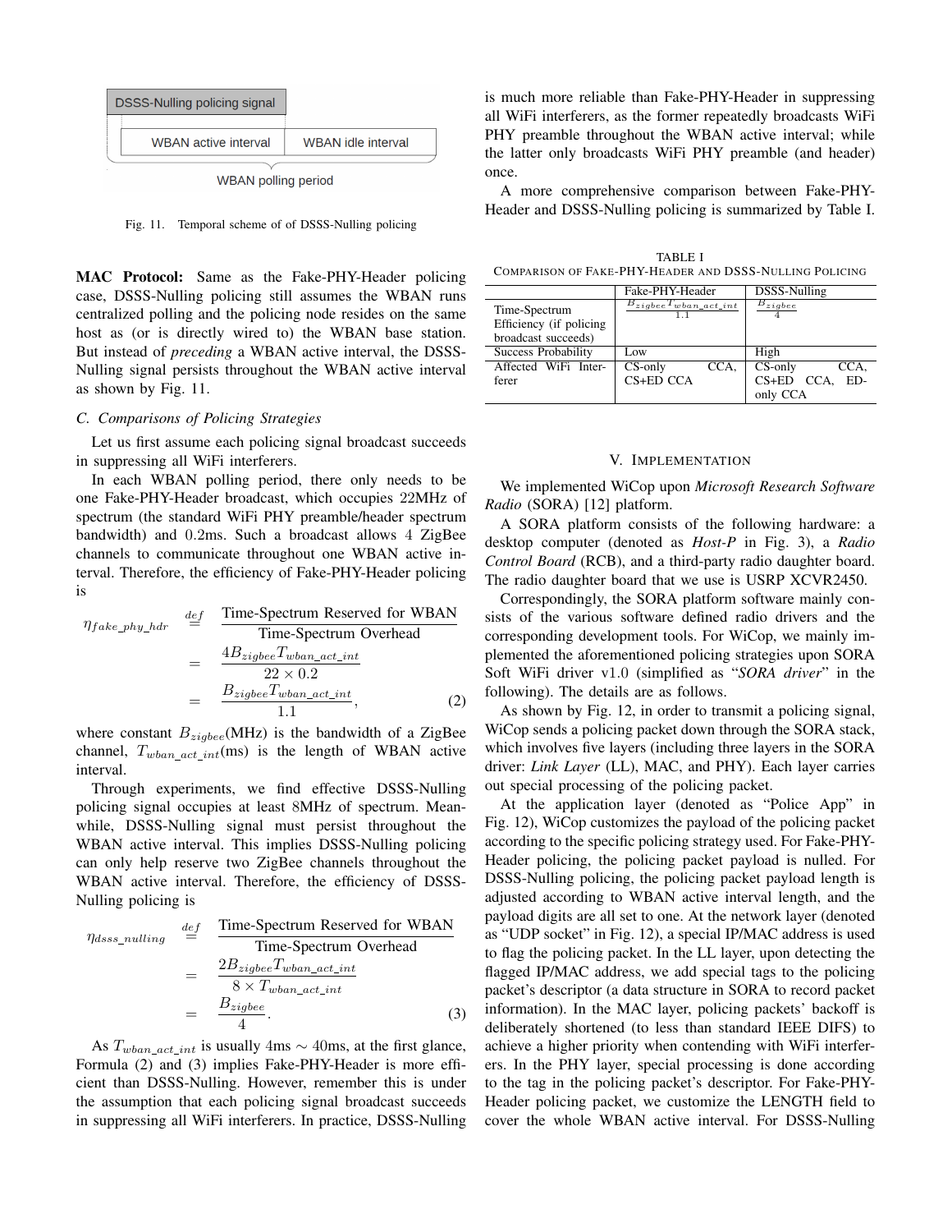DSSS-Nulling policing signal

WBAN active interval | WBAN idle interval

WBAN polling period

Fig. 11. Temporal scheme of of DSSS-Nulling policing

**MAC Protocol:** Same as the Fake-PHY-Header policing case, DSSS-Nulling policing still assumes the WBAN runs centralized polling and the policing node resides on the same host as (or is directly wired to) the WBAN base station. But instead of *preceding* a WBAN active interval, the DSSS-Nulling signal persists throughout the WBAN active interval as shown by Fig. 11.

### C. Comparisons of Policing Strategies

Let us first assume each policing signal broadcast succeeds in suppressing all WiFi interferers.

In each WBAN polling period, there only needs to be one Fake-PHY-Header broadcast, which occupies 22MHz of spectrum (the standard WiFi PHY preamble/header spectrum bandwidth) and 0.2ms. Such a broadcast allows 4 ZigBee channels to communicate throughout one WBAN active interval. Therefore, the efficiency of Fake-PHY-Header policing is

$$\begin{aligned}\eta_{fake\_phy\_hdr} &\stackrel{def}{=} \frac{\text{Time-Spectrum Reserved for WBAN}}{\text{Time-Spectrum Overhead}} \\ &= \frac{4B_{zigbee}T_{wban\_act\_int}}{22 \times 0.2} \\ &= \frac{B_{zigbee}T_{wban\_act\_int}}{1.1},\end{aligned} \tag{2}$$

where constant $B_{zigbee}$(MHz) is the bandwidth of a ZigBee channel, $T_{wban\_act\_int}$(ms) is the length of WBAN active interval.

Through experiments, we find effective DSSS-Nulling policing signal occupies at least 8MHz of spectrum. Meanwhile, DSSS-Nulling signal must persist throughout the WBAN active interval. This implies DSSS-Nulling policing can only help reserve two ZigBee channels throughout the WBAN active interval. Therefore, the efficiency of DSSS-Nulling policing is

$$\begin{aligned}\eta_{dsss\_nulling} &\stackrel{def}{=} \frac{\text{Time-Spectrum Reserved for WBAN}}{\text{Time-Spectrum Overhead}} \\ &= \frac{2B_{zigbee}T_{wban\_act\_int}}{8 \times T_{wban\_act\_int}} \\ &= \frac{B_{zigbee}}{4}.\end{aligned} \tag{3}$$

As $T_{wban\_act\_int}$ is usually 4ms $\sim$ 40ms, at the first glance, Formula (2) and (3) implies Fake-PHY-Header is more efficient than DSSS-Nulling. However, remember this is under the assumption that each policing signal broadcast succeeds in suppressing all WiFi interferers. In practice, DSSS-Nulling is much more reliable than Fake-PHY-Header in suppressing all WiFi interferers, as the former repeatedly broadcasts WiFi PHY preamble throughout the WBAN active interval; while the latter only broadcasts WiFi PHY preamble (and header) once.

A more comprehensive comparison between Fake-PHY-Header and DSSS-Nulling policing is summarized by Table I.

TABLE I
COMPARISON OF FAKE-PHY-HEADER AND DSSS-NULLING POLICING

| | Fake-PHY-Header | DSSS-Nulling |
|---|---|---|
| Time-Spectrum Efficiency (if policing broadcast succeeds) | $\frac{B_{zigbee}T_{wban\_act\_int}}{1.1}$ | $\frac{B_{zigbee}}{4}$ |
| Success Probability | Low | High |
| Affected WiFi Interferer | CS-only CCA, CS+ED CCA | CS-only CCA, CS+ED CCA, ED-only CCA |

## V. IMPLEMENTATION

We implemented WiCop upon *Microsoft Research Software Radio* (SORA) [12] platform.

A SORA platform consists of the following hardware: a desktop computer (denoted as *Host-P* in Fig. 3), a *Radio Control Board* (RCB), and a third-party radio daughter board. The radio daughter board that we use is USRP XCVR2450.

Correspondingly, the SORA platform software mainly consists of the various software defined radio drivers and the corresponding development tools. For WiCop, we mainly implemented the aforementioned policing strategies upon SORA Soft WiFi driver v1.0 (simplified as "*SORA driver*" in the following). The details are as follows.

As shown by Fig. 12, in order to transmit a policing signal, WiCop sends a policing packet down through the SORA stack, which involves five layers (including three layers in the SORA driver: *Link Layer* (LL), MAC, and PHY). Each layer carries out special processing of the policing packet.

At the application layer (denoted as "Police App" in Fig. 12), WiCop customizes the payload of the policing packet according to the specific policing strategy used. For Fake-PHY-Header policing, the policing packet payload is nulled. For DSSS-Nulling policing, the policing packet payload length is adjusted according to WBAN active interval length, and the payload digits are all set to one. At the network layer (denoted as "UDP socket" in Fig. 12), a special IP/MAC address is used to flag the policing packet. In the LL layer, upon detecting the flagged IP/MAC address, we add special tags to the policing packet's descriptor (a data structure in SORA to record packet information). In the MAC layer, policing packets' backoff is deliberately shortened (to less than standard IEEE DIFS) to achieve a higher priority when contending with WiFi interferers. In the PHY layer, special processing is done according to the tag in the policing packet's descriptor. For Fake-PHY-Header policing packet, we customize the LENGTH field to cover the whole WBAN active interval. For DSSS-Nulling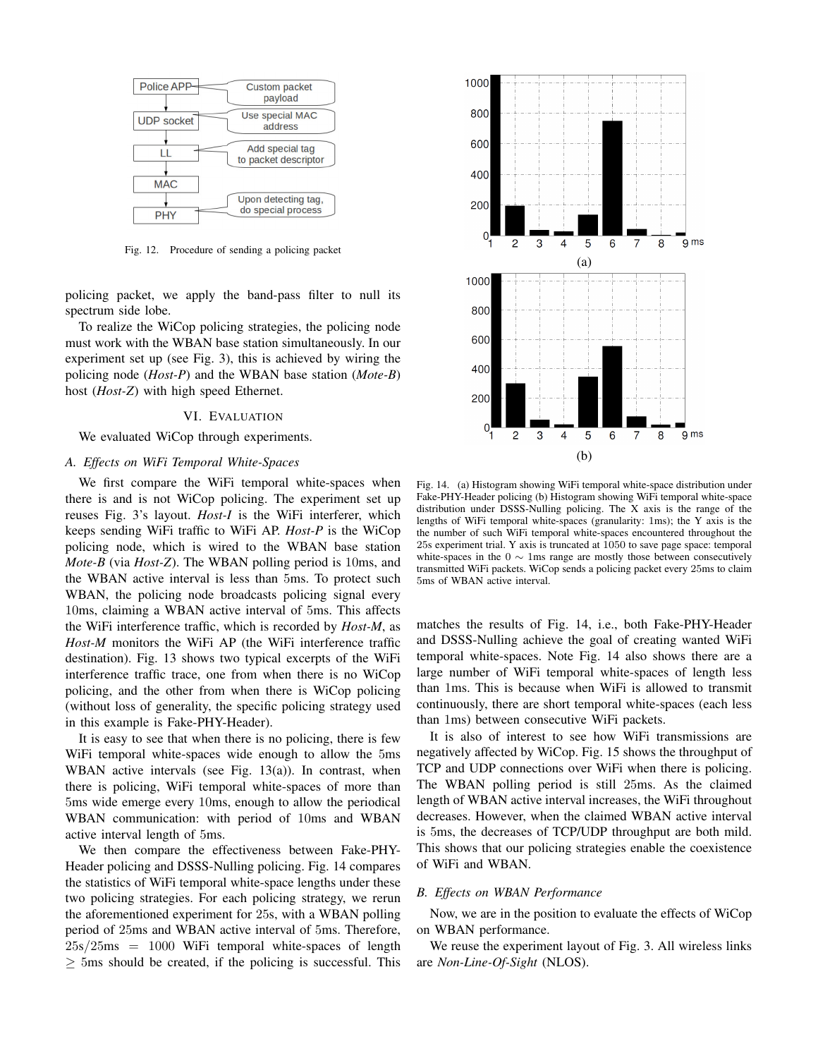Fig. 12. Procedure of sending a policing packet

policing packet, we apply the band-pass filter to null its spectrum side lobe.

To realize the WiCop policing strategies, the policing node must work with the WBAN base station simultaneously. In our experiment set up (see Fig. 3), this is achieved by wiring the policing node (*Host-P*) and the WBAN base station (*Mote-B*) host (*Host-Z*) with high speed Ethernet.

## VI. Evaluation

We evaluated WiCop through experiments.

### *A. Effects on WiFi Temporal White-Spaces*

We first compare the WiFi temporal white-spaces when there is and is not WiCop policing. The experiment set up reuses Fig. 3's layout. *Host-I* is the WiFi interferer, which keeps sending WiFi traffic to WiFi AP. *Host-P* is the WiCop policing node, which is wired to the WBAN base station *Mote-B* (via *Host-Z*). The WBAN polling period is 10ms, and the WBAN active interval is less than 5ms. To protect such WBAN, the policing node broadcasts policing signal every 10ms, claiming a WBAN active interval of 5ms. This affects the WiFi interference traffic, which is recorded by *Host-M*, as *Host-M* monitors the WiFi AP (the WiFi interference traffic destination). Fig. 13 shows two typical excerpts of the WiFi interference traffic trace, one from when there is no WiCop policing, and the other from when there is WiCop policing (without loss of generality, the specific policing strategy used in this example is Fake-PHY-Header).

It is easy to see that when there is no policing, there is few WiFi temporal white-spaces wide enough to allow the 5ms WBAN active intervals (see Fig. 13(a)). In contrast, when there is policing, WiFi temporal white-spaces of more than 5ms wide emerge every 10ms, enough to allow the periodical WBAN communication: with period of 10ms and WBAN active interval length of 5ms.

We then compare the effectiveness between Fake-PHY-Header policing and DSSS-Nulling policing. Fig. 14 compares the statistics of WiFi temporal white-space lengths under these two policing strategies. For each policing strategy, we rerun the aforementioned experiment for 25s, with a WBAN polling period of 25ms and WBAN active interval of 5ms. Therefore, $25\text{s}/25\text{ms} = 1000$ WiFi temporal white-spaces of length $\geq 5$ms should be created, if the policing is successful. This matches the results of Fig. 14, i.e., both Fake-PHY-Header and DSSS-Nulling achieve the goal of creating wanted WiFi temporal white-spaces. Note Fig. 14 also shows there are a large number of WiFi temporal white-spaces of length less than 1ms. This is because when WiFi is allowed to transmit continuously, there are short temporal white-spaces (each less than 1ms) between consecutive WiFi packets.

Fig. 14. (a) Histogram showing WiFi temporal white-space distribution under Fake-PHY-Header policing (b) Histogram showing WiFi temporal white-space distribution under DSSS-Nulling policing. The X axis is the range of the lengths of WiFi temporal white-spaces (granularity: 1ms); the Y axis is the the number of such WiFi temporal white-spaces encountered throughout the 25s experiment trial. Y axis is truncated at 1050 to save page space: temporal white-spaces in the $0 \sim 1$ms range are mostly those between consecutively transmitted WiFi packets. WiCop sends a policing packet every 25ms to claim 5ms of WBAN active interval.

It is also of interest to see how WiFi transmissions are negatively affected by WiCop. Fig. 15 shows the throughput of TCP and UDP connections over WiFi when there is policing. The WBAN polling period is still 25ms. As the claimed length of WBAN active interval increases, the WiFi throughput decreases. However, when the claimed WBAN active interval is 5ms, the decreases of TCP/UDP throughput are both mild. This shows that our policing strategies enable the coexistence of WiFi and WBAN.

### *B. Effects on WBAN Performance*

Now, we are in the position to evaluate the effects of WiCop on WBAN performance.

We reuse the experiment layout of Fig. 3. All wireless links are *Non-Line-Of-Sight* (NLOS).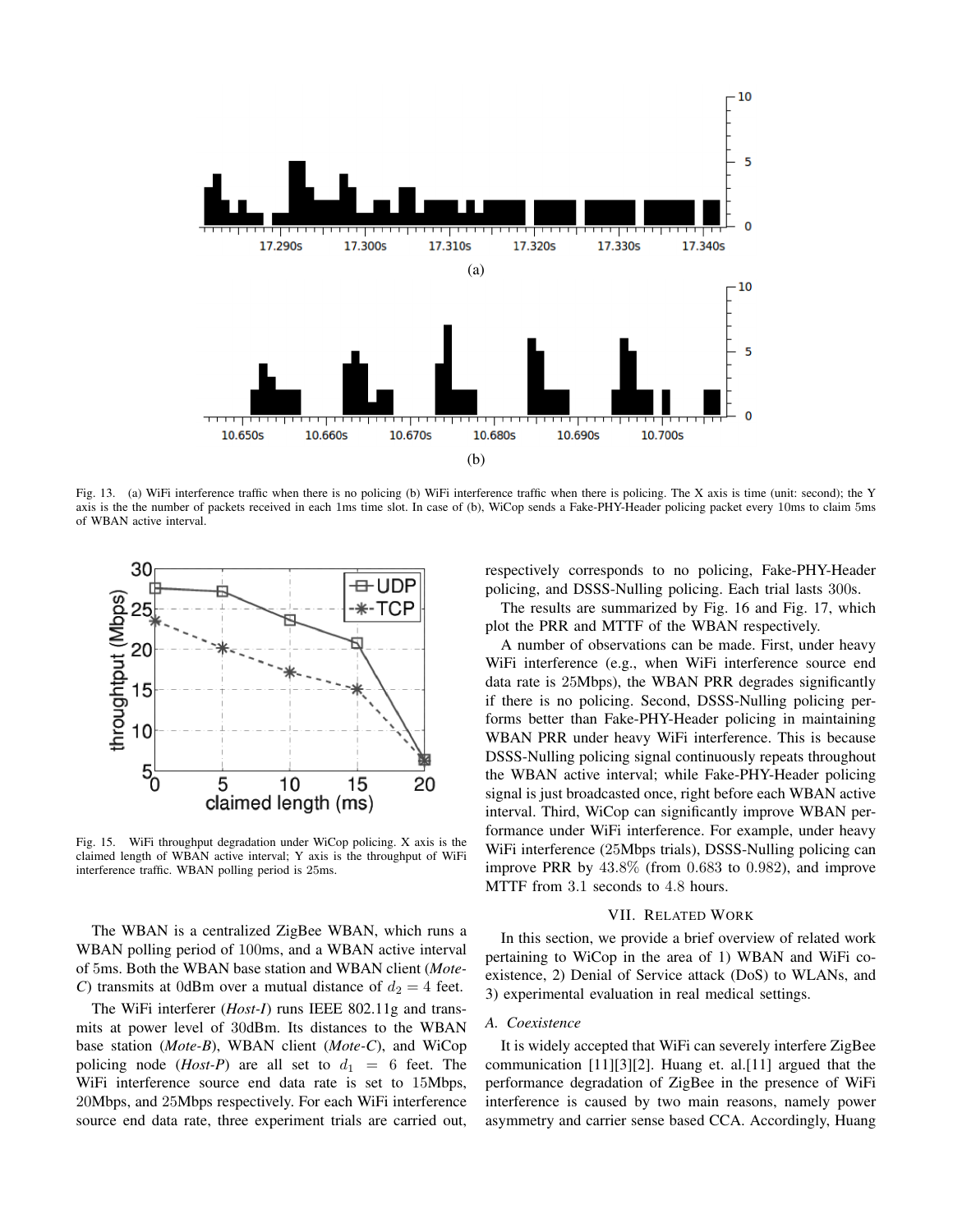Fig. 13. (a) WiFi interference traffic when there is no policing (b) WiFi interference traffic when there is policing. The X axis is time (unit: second); the Y axis is the the number of packets received in each 1ms time slot. In case of (b), WiCop sends a Fake-PHY-Header policing packet every 10ms to claim 5ms of WBAN active interval.

Fig. 15. WiFi throughput degradation under WiCop policing. X axis is the claimed length of WBAN active interval; Y axis is the throughput of WiFi interference traffic. WBAN polling period is 25ms.

The WBAN is a centralized ZigBee WBAN, which runs a WBAN polling period of 100ms, and a WBAN active interval of 5ms. Both the WBAN base station and WBAN client (*Mote-C*) transmits at 0dBm over a mutual distance of $d_2 = 4$ feet.

The WiFi interferer (*Host-I*) runs IEEE 802.11g and transmits at power level of 30dBm. Its distances to the WBAN base station (*Mote-B*), WBAN client (*Mote-C*), and WiCop policing node (*Host-P*) are all set to $d_1 = 6$ feet. The WiFi interference source end data rate is set to 15Mbps, 20Mbps, and 25Mbps respectively. For each WiFi interference source end data rate, three experiment trials are carried out, respectively corresponds to no policing, Fake-PHY-Header policing, and DSSS-Nulling policing. Each trial lasts 300s.

The results are summarized by Fig. 16 and Fig. 17, which plot the PRR and MTTF of the WBAN respectively.

A number of observations can be made. First, under heavy WiFi interference (e.g., when WiFi interference source end data rate is 25Mbps), the WBAN PRR degrades significantly if there is no policing. Second, DSSS-Nulling policing performs better than Fake-PHY-Header policing in maintaining WBAN PRR under heavy WiFi interference. This is because DSSS-Nulling policing signal continuously repeats throughout the WBAN active interval; while Fake-PHY-Header policing signal is just broadcasted once, right before each WBAN active interval. Third, WiCop can significantly improve WBAN performance under WiFi interference. For example, under heavy WiFi interference (25Mbps trials), DSSS-Nulling policing can improve PRR by $43.8\%$ (from $0.683$ to $0.982$), and improve MTTF from $3.1$ seconds to $4.8$ hours.

## VII. Related Work

In this section, we provide a brief overview of related work pertaining to WiCop in the area of 1) WBAN and WiFi coexistence, 2) Denial of Service attack (DoS) to WLANs, and 3) experimental evaluation in real medical settings.

### A. Coexistence

It is widely accepted that WiFi can severely interfere ZigBee communication [11][3][2]. Huang et. al.[11] argued that the performance degradation of ZigBee in the presence of WiFi interference is caused by two main reasons, namely power asymmetry and carrier sense based CCA. Accordingly, Huang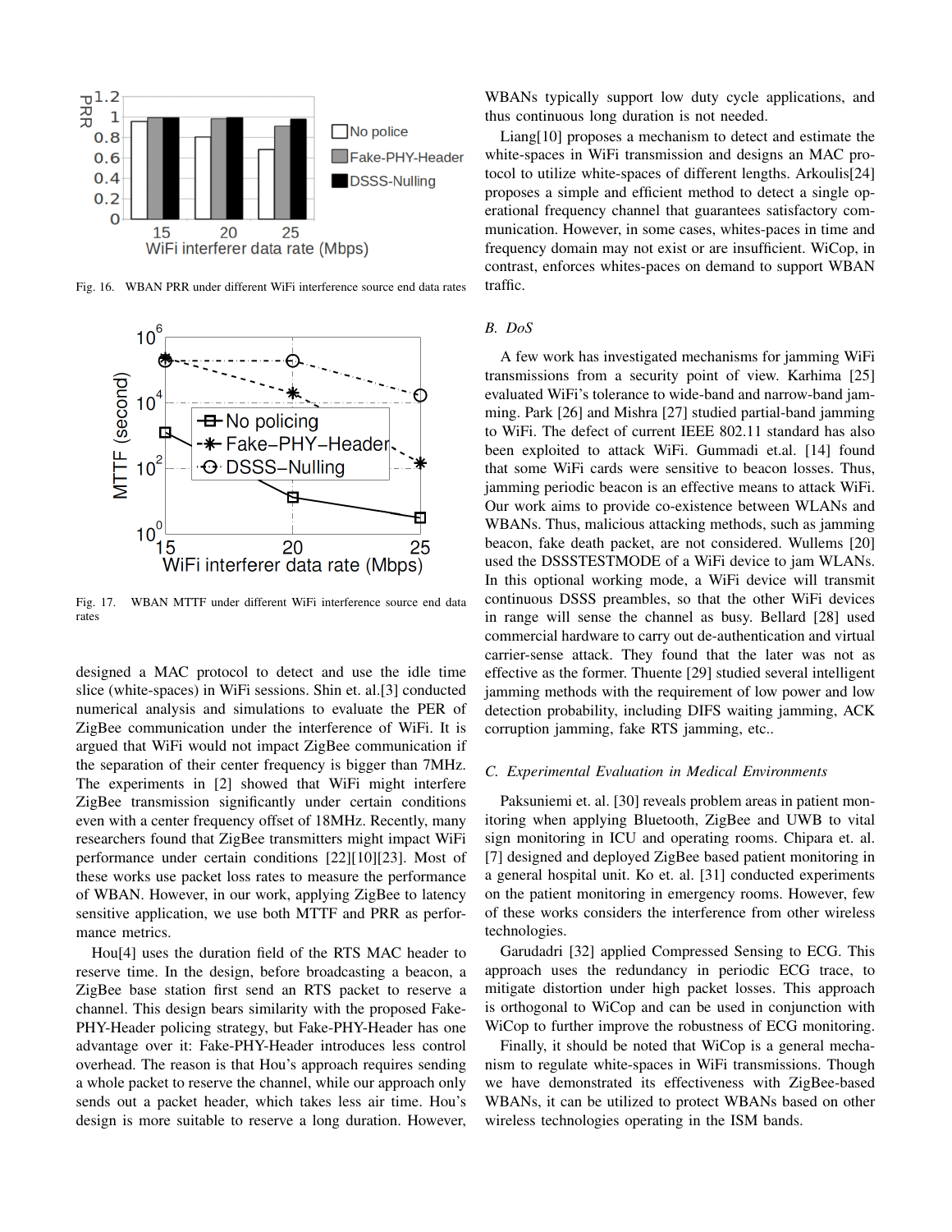Fig. 16. WBAN PRR under different WiFi interference source end data rates

Fig. 17. WBAN MTTF under different WiFi interference source end data rates

designed a MAC protocol to detect and use the idle time slice (white-spaces) in WiFi sessions. Shin et. al.[3] conducted numerical analysis and simulations to evaluate the PER of ZigBee communication under the interference of WiFi. It is argued that WiFi would not impact ZigBee communication if the separation of their center frequency is bigger than 7MHz. The experiments in [2] showed that WiFi might interfere ZigBee transmission significantly under certain conditions even with a center frequency offset of 18MHz. Recently, many researchers found that ZigBee transmitters might impact WiFi performance under certain conditions [22][10][23]. Most of these works use packet loss rates to measure the performance of WBAN. However, in our work, applying ZigBee to latency sensitive application, we use both MTTF and PRR as performance metrics.

Hou[4] uses the duration field of the RTS MAC header to reserve time. In the design, before broadcasting a beacon, a ZigBee base station first send an RTS packet to reserve a channel. This design bears similarity with the proposed Fake-PHY-Header policing strategy, but Fake-PHY-Header has one advantage over it: Fake-PHY-Header introduces less control overhead. The reason is that Hou's approach requires sending a whole packet to reserve the channel, while our approach only sends out a packet header, which takes less air time. Hou's design is more suitable to reserve a long duration. However, WBANs typically support low duty cycle applications, and thus continuous long duration is not needed.

Liang[10] proposes a mechanism to detect and estimate the white-spaces in WiFi transmission and designs an MAC protocol to utilize white-spaces of different lengths. Arkoulis[24] proposes a simple and efficient method to detect a single operational frequency channel that guarantees satisfactory communication. However, in some cases, whites-paces in time and frequency domain may not exist or are insufficient. WiCop, in contrast, enforces whites-paces on demand to support WBAN traffic.

### *B. DoS*

A few work has investigated mechanisms for jamming WiFi transmissions from a security point of view. Karhima [25] evaluated WiFi's tolerance to wide-band and narrow-band jamming. Park [26] and Mishra [27] studied partial-band jamming to WiFi. The defect of current IEEE 802.11 standard has also been exploited to attack WiFi. Gummadi et.al. [14] found that some WiFi cards were sensitive to beacon losses. Thus, jamming periodic beacon is an effective means to attack WiFi. Our work aims to provide co-existence between WLANs and WBANs. Thus, malicious attacking methods, such as jamming beacon, fake death packet, are not considered. Wullems [20] used the DSSSTESTMODE of a WiFi device to jam WLANs. In this optional working mode, a WiFi device will transmit continuous DSSS preambles, so that the other WiFi devices in range will sense the channel as busy. Bellard [28] used commercial hardware to carry out de-authentication and virtual carrier-sense attack. They found that the later was not as effective as the former. Thuente [29] studied several intelligent jamming methods with the requirement of low power and low detection probability, including DIFS waiting jamming, ACK corruption jamming, fake RTS jamming, etc..

### *C. Experimental Evaluation in Medical Environments*

Paksuniemi et. al. [30] reveals problem areas in patient monitoring when applying Bluetooth, ZigBee and UWB to vital sign monitoring in ICU and operating rooms. Chipara et. al. [7] designed and deployed ZigBee based patient monitoring in a general hospital unit. Ko et. al. [31] conducted experiments on the patient monitoring in emergency rooms. However, few of these works considers the interference from other wireless technologies.

Garudadri [32] applied Compressed Sensing to ECG. This approach uses the redundancy in periodic ECG trace, to mitigate distortion under high packet losses. This approach is orthogonal to WiCop and can be used in conjunction with WiCop to further improve the robustness of ECG monitoring.

Finally, it should be noted that WiCop is a general mechanism to regulate white-spaces in WiFi transmissions. Though we have demonstrated its effectiveness with ZigBee-based WBANs, it can be utilized to protect WBANs based on other wireless technologies operating in the ISM bands.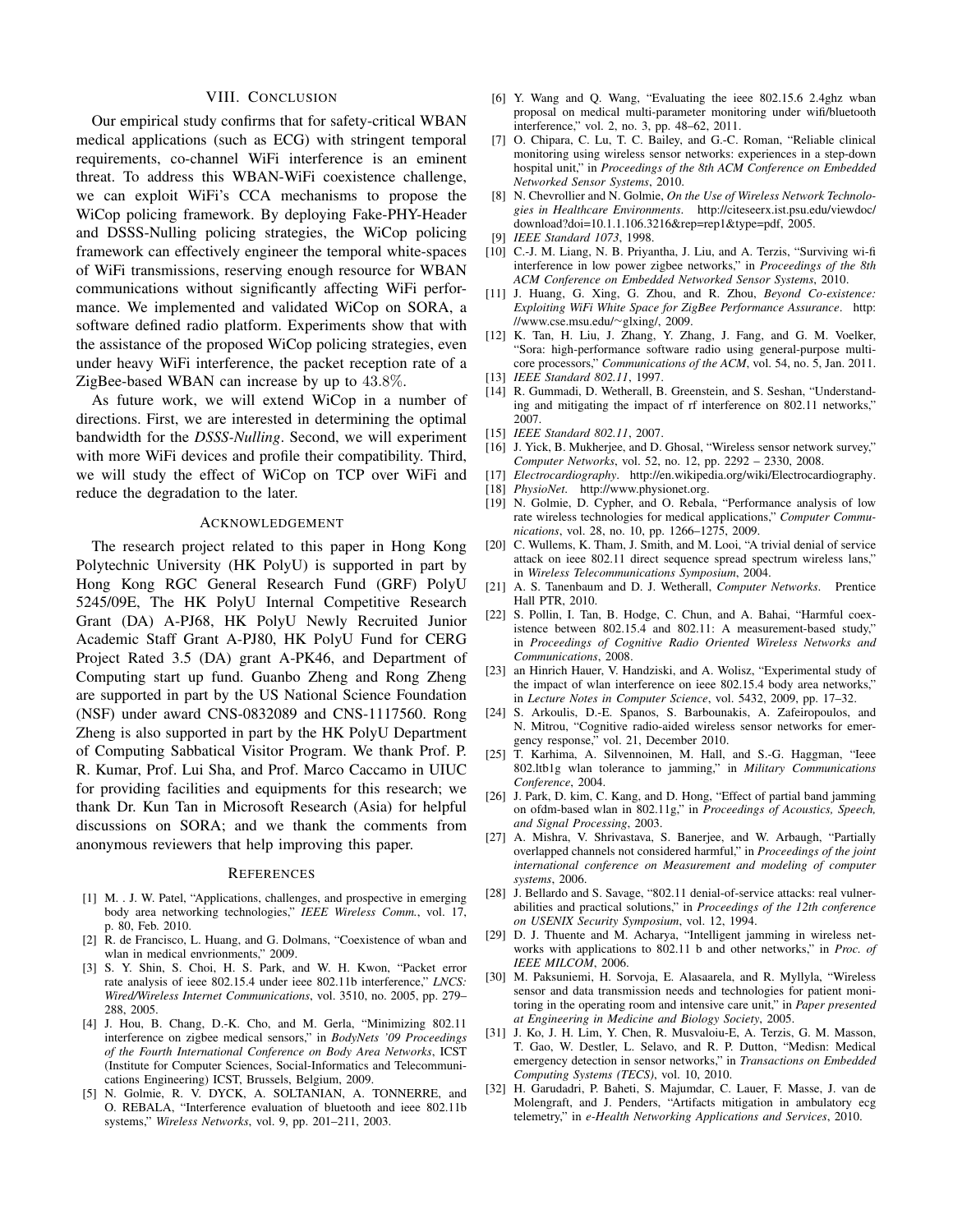## VIII. Conclusion

Our empirical study confirms that for safety-critical WBAN medical applications (such as ECG) with stringent temporal requirements, co-channel WiFi interference is an eminent threat. To address this WBAN-WiFi coexistence challenge, we can exploit WiFi's CCA mechanisms to propose the WiCop policing framework. By deploying Fake-PHY-Header and DSSS-Nulling policing strategies, the WiCop policing framework can effectively engineer the temporal white-spaces of WiFi transmissions, reserving enough resource for WBAN communications without significantly affecting WiFi performance. We implemented and validated WiCop on SORA, a software defined radio platform. Experiments show that with the assistance of the proposed WiCop policing strategies, even under heavy WiFi interference, the packet reception rate of a ZigBee-based WBAN can increase by up to $43.8\%$.

As future work, we will extend WiCop in a number of directions. First, we are interested in determining the optimal bandwidth for the *DSSS-Nulling*. Second, we will experiment with more WiFi devices and profile their compatibility. Third, we will study the effect of WiCop on TCP over WiFi and reduce the degradation to the later.

## Acknowledgement

The research project related to this paper in Hong Kong Polytechnic University (HK PolyU) is supported in part by Hong Kong RGC General Research Fund (GRF) PolyU 5245/09E, The HK PolyU Internal Competitive Research Grant (DA) A-PJ68, HK PolyU Newly Recruited Junior Academic Staff Grant A-PJ80, HK PolyU Fund for CERG Project Rated 3.5 (DA) grant A-PK46, and Department of Computing start up fund. Guanbo Zheng and Rong Zheng are supported in part by the US National Science Foundation (NSF) under award CNS-0832089 and CNS-1117560. Rong Zheng is also supported in part by the HK PolyU Department of Computing Sabbatical Visitor Program. We thank Prof. P. R. Kumar, Prof. Lui Sha, and Prof. Marco Caccamo in UIUC for providing facilities and equipments for this research; we thank Dr. Kun Tan in Microsoft Research (Asia) for helpful discussions on SORA; and we thank the comments from anonymous reviewers that help improving this paper.

## References

[1] M. . J. W. Patel, "Applications, challenges, and prospective in emerging body area networking technologies," *IEEE Wireless Comm.*, vol. 17, p. 80, Feb. 2010.

[2] R. de Francisco, L. Huang, and G. Dolmans, "Coexistence of wban and wlan in medical envrionments," 2009.

[3] S. Y. Shin, S. Choi, H. S. Park, and W. H. Kwon, "Packet error rate analysis of ieee 802.15.4 under ieee 802.11b interference," *LNCS: Wired/Wireless Internet Communications*, vol. 3510, no. 2005, pp. 279–288, 2005.

[4] J. Hou, B. Chang, D.-K. Cho, and M. Gerla, "Minimizing 802.11 interference on zigbee medical sensors," in *BodyNets '09 Proceedings of the Fourth International Conference on Body Area Networks*, ICST (Institute for Computer Sciences, Social-Informatics and Telecommunications Engineering) ICST, Brussels, Belgium, 2009.

[5] N. Golmie, R. V. DYCK, A. SOLTANIAN, A. TONNERRE, and O. REBALA, "Interference evaluation of bluetooth and ieee 802.11b systems," *Wireless Networks*, vol. 9, pp. 201–211, 2003.

[6] Y. Wang and Q. Wang, "Evaluating the ieee 802.15.6 2.4ghz wban proposal on medical multi-parameter monitoring under wifi/bluetooth interference," vol. 2, no. 3, pp. 48–62, 2011.

[7] O. Chipara, C. Lu, T. C. Bailey, and G.-C. Roman, "Reliable clinical monitoring using wireless sensor networks: experiences in a step-down hospital unit," in *Proceedings of the 8th ACM Conference on Embedded Networked Sensor Systems*, 2010.

[8] N. Chevrollier and N. Golmie, *On the Use of Wireless Network Technologies in Healthcare Environments*. http://citeseerx.ist.psu.edu/viewdoc/download?doi=10.1.1.106.3216&rep=rep1&type=pdf, 2005.

[9] *IEEE Standard 1073*, 1998.

[10] C.-J. M. Liang, N. B. Priyantha, J. Liu, and A. Terzis, "Surviving wi-fi interference in low power zigbee networks," in *Proceedings of the 8th ACM Conference on Embedded Networked Sensor Systems*, 2010.

[11] J. Huang, G. Xing, G. Zhou, and R. Zhou, *Beyond Co-existence: Exploiting WiFi White Space for ZigBee Performance Assurance*. http://www.cse.msu.edu/~glxing/, 2009.

[12] K. Tan, H. Liu, J. Zhang, Y. Zhang, J. Fang, and G. M. Voelker, "Sora: high-performance software radio using general-purpose multi-core processors," *Communications of the ACM*, vol. 54, no. 5, Jan. 2011.

[13] *IEEE Standard 802.11*, 1997.

[14] R. Gummadi, D. Wetherall, B. Greenstein, and S. Seshan, "Understanding and mitigating the impact of rf interference on 802.11 networks," 2007.

[15] *IEEE Standard 802.11*, 2007.

[16] J. Yick, B. Mukherjee, and D. Ghosal, "Wireless sensor network survey," *Computer Networks*, vol. 52, no. 12, pp. 2292 – 2330, 2008.

[17] *Electrocardiography*. http://en.wikipedia.org/wiki/Electrocardiography.

[18] *PhysioNet*. http://www.physionet.org.

[19] N. Golmie, D. Cypher, and O. Rebala, "Performance analysis of low rate wireless technologies for medical applications," *Computer Communications*, vol. 28, no. 10, pp. 1266–1275, 2009.

[20] C. Wullems, K. Tham, J. Smith, and M. Looi, "A trivial denial of service attack on ieee 802.11 direct sequence spread spectrum wireless lans," in *Wireless Telecommunications Symposium*, 2004.

[21] A. S. Tanenbaum and D. J. Wetherall, *Computer Networks*. Prentice Hall PTR, 2010.

[22] S. Pollin, I. Tan, B. Hodge, C. Chun, and A. Bahai, "Harmful coexistence between 802.15.4 and 802.11: A measurement-based study," in *Proceedings of Cognitive Radio Oriented Wireless Networks and Communications*, 2008.

[23] an Hinrich Hauer, V. Handziski, and A. Wolisz, "Experimental study of the impact of wlan interference on ieee 802.15.4 body area networks," in *Lecture Notes in Computer Science*, vol. 5432, 2009, pp. 17–32.

[24] S. Arkoulis, D.-E. Spanos, S. Barbounakis, A. Zafeiropoulos, and N. Mitrou, "Cognitive radio-aided wireless sensor networks for emergency response," vol. 21, December 2010.

[25] T. Karhima, A. Silvennoinen, M. Hall, and S.-G. Haggman, "Ieee 802.ltb1g wlan tolerance to jamming," in *Military Communications Conference*, 2004.

[26] J. Park, D. kim, C. Kang, and D. Hong, "Effect of partial band jamming on ofdm-based wlan in 802.11g," in *Proceedings of Acoustics, Speech, and Signal Processing*, 2003.

[27] A. Mishra, V. Shrivastava, S. Banerjee, and W. Arbaugh, "Partially overlapped channels not considered harmful," in *Proceedings of the joint international conference on Measurement and modeling of computer systems*, 2006.

[28] J. Bellardo and S. Savage, "802.11 denial-of-service attacks: real vulnerabilities and practical solutions," in *Proceedings of the 12th conference on USENIX Security Symposium*, vol. 12, 1994.

[29] D. J. Thuente and M. Acharya, "Intelligent jamming in wireless networks with applications to 802.11 b and other networks," in *Proc. of IEEE MILCOM*, 2006.

[30] M. Paksuniemi, H. Sorvoja, E. Alasaarela, and R. Myllyla, "Wireless sensor and data transmission needs and technologies for patient monitoring in the operating room and intensive care unit," in *Paper presented at Engineering in Medicine and Biology Society*, 2005.

[31] J. Ko, J. H. Lim, Y. Chen, R. Musvaloiu-E, A. Terzis, G. M. Masson, T. Gao, W. Destler, L. Selavo, and R. P. Dutton, "Medisn: Medical emergency detection in sensor networks," in *Transactions on Embedded Computing Systems (TECS)*, vol. 10, 2010.

[32] H. Garudadri, P. Baheti, S. Majumdar, C. Lauer, F. Masse, J. van de Molengraft, and J. Penders, "Artifacts mitigation in ambulatory ecg telemetry," in *e-Health Networking Applications and Services*, 2010.